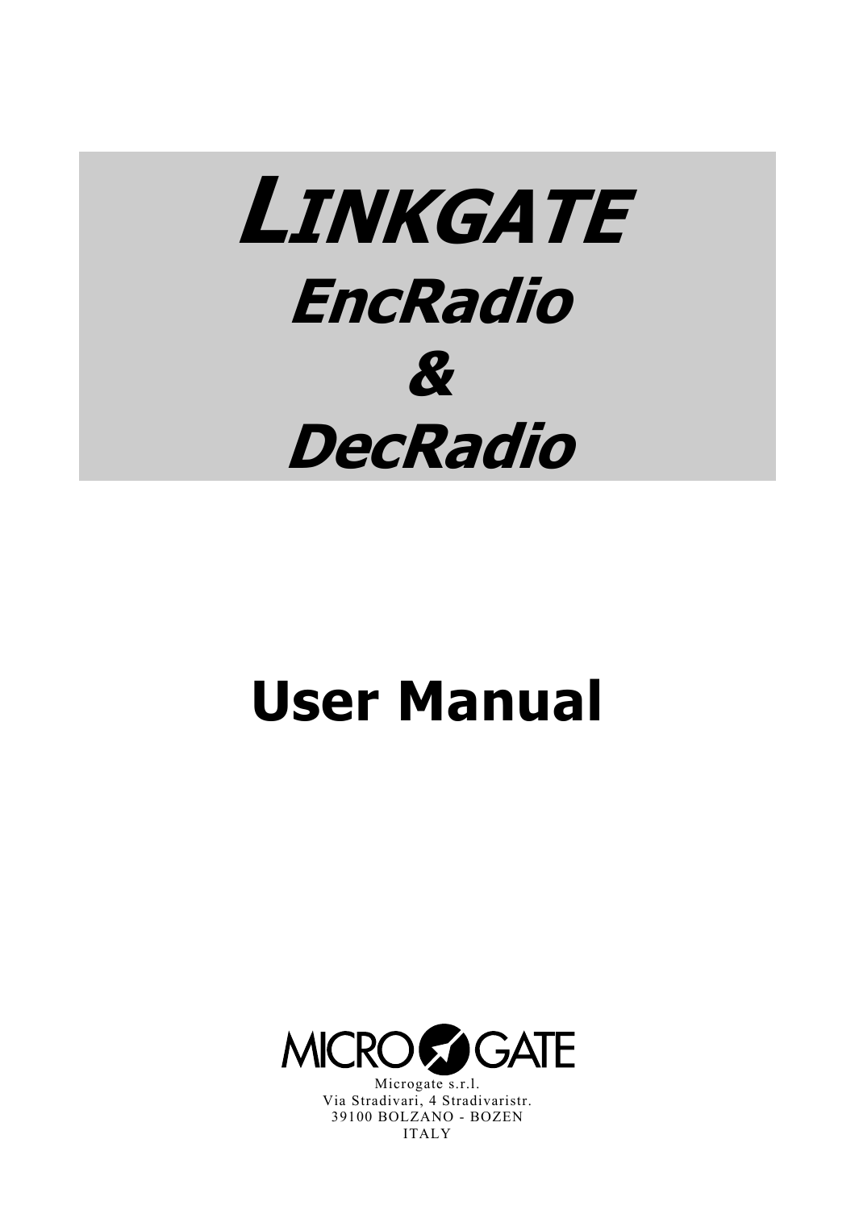# LINKGATE
# EncRadio
# &
# DecRadio

# User Manual

MICROGATE

Microgate s.r.l.
Via Stradivari, 4 Stradivaristr.
39100 BOLZANO - BOZEN
ITALY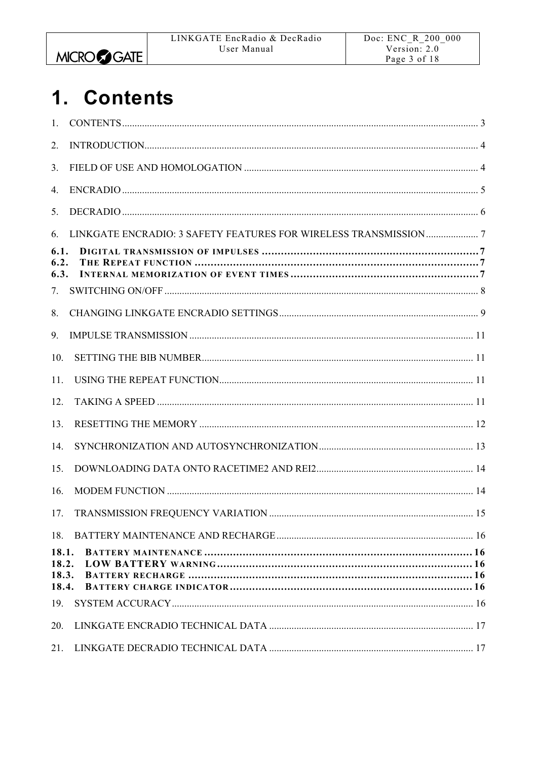# 1. Contents

1. CONTENTS ..... 3

2. INTRODUCTION ..... 4

3. FIELD OF USE AND HOMOLOGATION ..... 4

4. ENCRADIO ..... 5

5. DECRADIO ..... 6

6. LINKGATE ENCRADIO: 3 SAFETY FEATURES FOR WIRELESS TRANSMISSION ..... 7

**6.1. DIGITAL TRANSMISSION OF IMPULSES ..... 7**
**6.2. THE REPEAT FUNCTION ..... 7**
**6.3. INTERNAL MEMORIZATION OF EVENT TIMES ..... 7**

7. SWITCHING ON/OFF ..... 8

8. CHANGING LINKGATE ENCRADIO SETTINGS ..... 9

9. IMPULSE TRANSMISSION ..... 11

10. SETTING THE BIB NUMBER ..... 11

11. USING THE REPEAT FUNCTION ..... 11

12. TAKING A SPEED ..... 11

13. RESETTING THE MEMORY ..... 12

14. SYNCHRONIZATION AND AUTOSYNCHRONIZATION ..... 13

15. DOWNLOADING DATA ONTO RACETIME2 AND REI2 ..... 14

16. MODEM FUNCTION ..... 14

17. TRANSMISSION FREQUENCY VARIATION ..... 15

18. BATTERY MAINTENANCE AND RECHARGE ..... 16

**18.1. BATTERY MAINTENANCE ..... 16**
**18.2. LOW BATTERY WARNING ..... 16**
**18.3. BATTERY RECHARGE ..... 16**
**18.4. BATTERY CHARGE INDICATOR ..... 16**

19. SYSTEM ACCURACY ..... 16

20. LINKGATE ENCRADIO TECHNICAL DATA ..... 17

21. LINKGATE DECRADIO TECHNICAL DATA ..... 17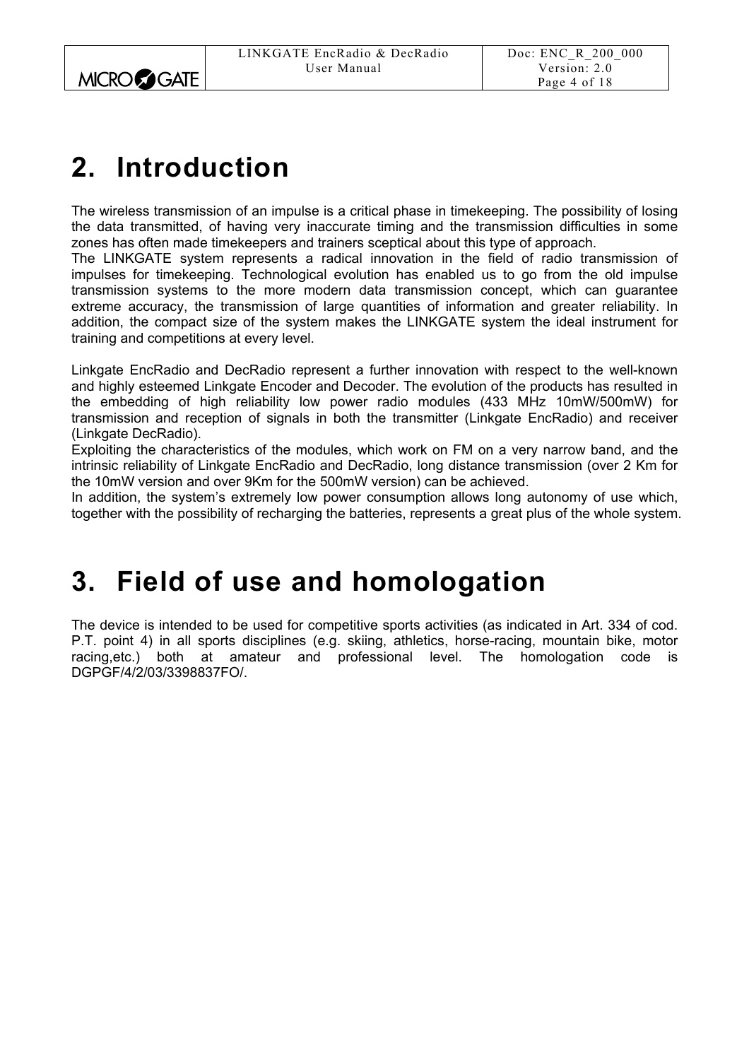# 2. Introduction

The wireless transmission of an impulse is a critical phase in timekeeping. The possibility of losing the data transmitted, of having very inaccurate timing and the transmission difficulties in some zones has often made timekeepers and trainers sceptical about this type of approach.
The LINKGATE system represents a radical innovation in the field of radio transmission of impulses for timekeeping. Technological evolution has enabled us to go from the old impulse transmission systems to the more modern data transmission concept, which can guarantee extreme accuracy, the transmission of large quantities of information and greater reliability. In addition, the compact size of the system makes the LINKGATE system the ideal instrument for training and competitions at every level.

Linkgate EncRadio and DecRadio represent a further innovation with respect to the well-known and highly esteemed Linkgate Encoder and Decoder. The evolution of the products has resulted in the embedding of high reliability low power radio modules (433 MHz 10mW/500mW) for transmission and reception of signals in both the transmitter (Linkgate EncRadio) and receiver (Linkgate DecRadio).
Exploiting the characteristics of the modules, which work on FM on a very narrow band, and the intrinsic reliability of Linkgate EncRadio and DecRadio, long distance transmission (over 2 Km for the 10mW version and over 9Km for the 500mW version) can be achieved.
In addition, the system's extremely low power consumption allows long autonomy of use which, together with the possibility of recharging the batteries, represents a great plus of the whole system.

# 3. Field of use and homologation

The device is intended to be used for competitive sports activities (as indicated in Art. 334 of cod. P.T. point 4) in all sports disciplines (e.g. skiing, athletics, horse-racing, mountain bike, motor racing,etc.) both at amateur and professional level. The homologation code is DGPGF/4/2/03/3398837FO/.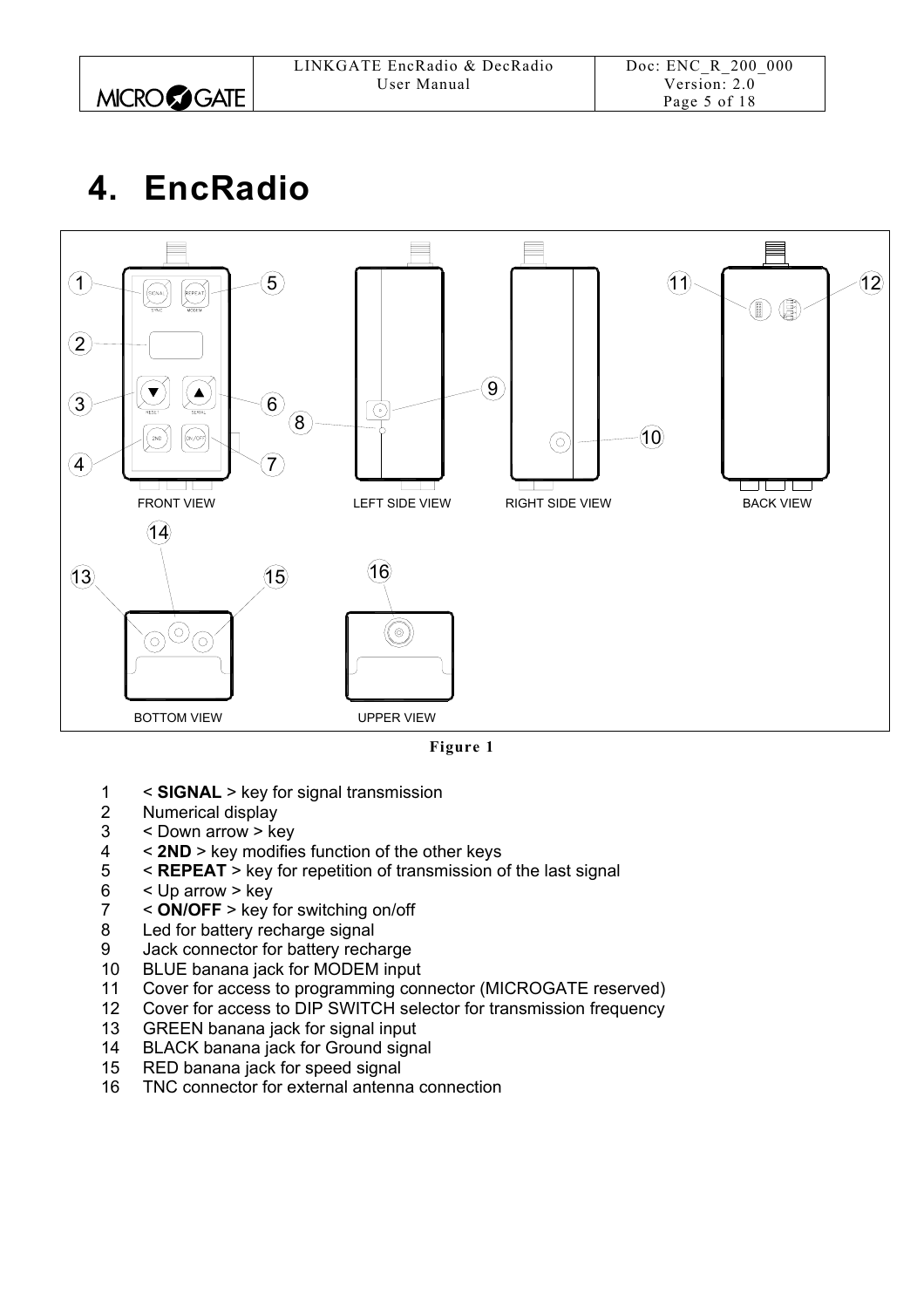# 4. EncRadio

**Figure 1**

1 < **SIGNAL** > key for signal transmission
2 Numerical display
3 < Down arrow > key
4 < **2ND** > key modifies function of the other keys
5 < **REPEAT** > key for repetition of transmission of the last signal
6 < Up arrow > key
7 < **ON/OFF** > key for switching on/off
8 Led for battery recharge signal
9 Jack connector for battery recharge
10 BLUE banana jack for MODEM input
11 Cover for access to programming connector (MICROGATE reserved)
12 Cover for access to DIP SWITCH selector for transmission frequency
13 GREEN banana jack for signal input
14 BLACK banana jack for Ground signal
15 RED banana jack for speed signal
16 TNC connector for external antenna connection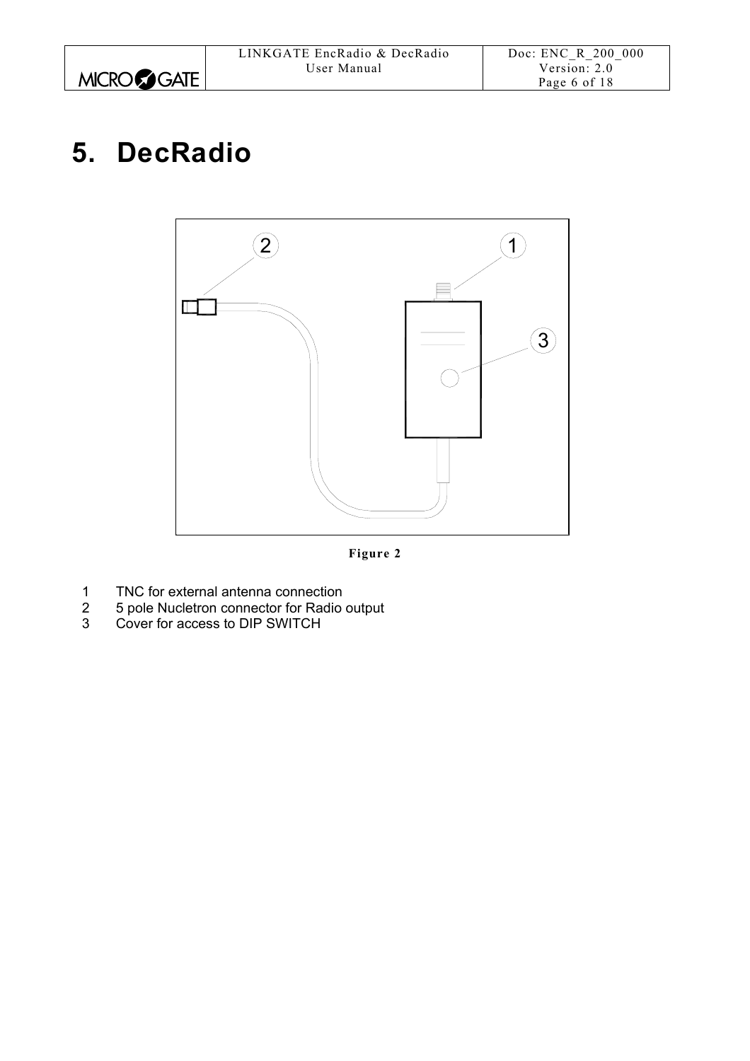# 5. DecRadio

Figure 2

1 TNC for external antenna connection
2 5 pole Nucletron connector for Radio output
3 Cover for access to DIP SWITCH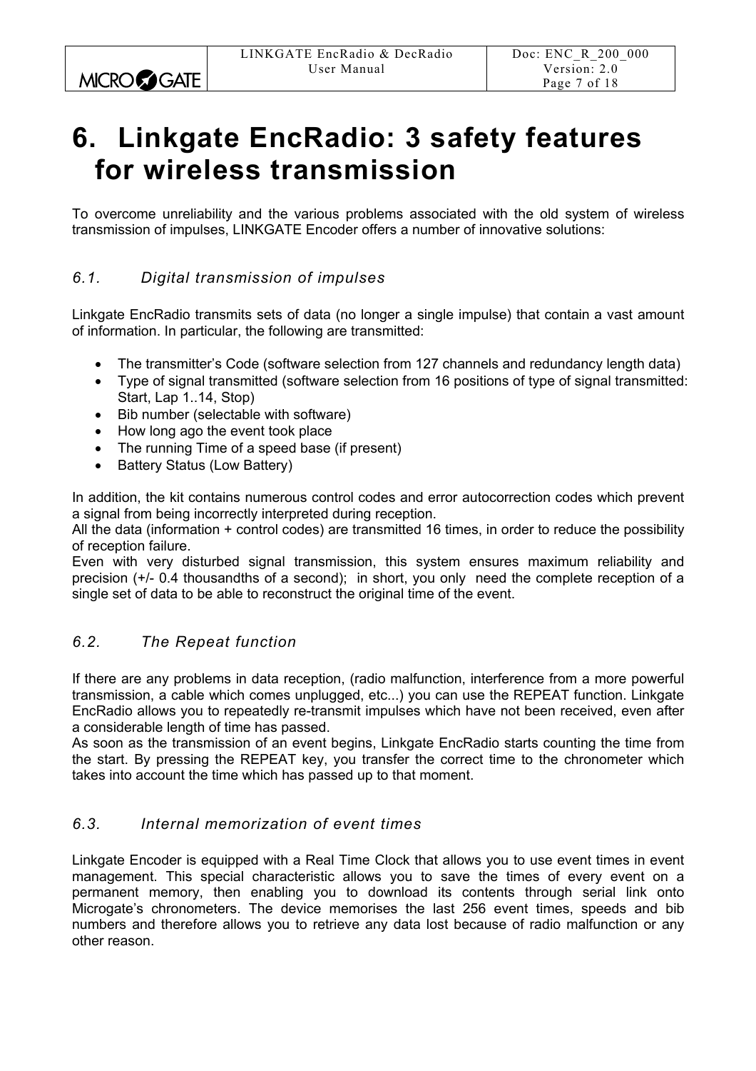# 6. Linkgate EncRadio: 3 safety features for wireless transmission

To overcome unreliability and the various problems associated with the old system of wireless transmission of impulses, LINKGATE Encoder offers a number of innovative solutions:

## *6.1. Digital transmission of impulses*

Linkgate EncRadio transmits sets of data (no longer a single impulse) that contain a vast amount of information. In particular, the following are transmitted:

- The transmitter's Code (software selection from 127 channels and redundancy length data)
- Type of signal transmitted (software selection from 16 positions of type of signal transmitted: Start, Lap 1..14, Stop)
- Bib number (selectable with software)
- How long ago the event took place
- The running Time of a speed base (if present)
- Battery Status (Low Battery)

In addition, the kit contains numerous control codes and error autocorrection codes which prevent a signal from being incorrectly interpreted during reception.
All the data (information + control codes) are transmitted 16 times, in order to reduce the possibility of reception failure.
Even with very disturbed signal transmission, this system ensures maximum reliability and precision (+/- 0.4 thousandths of a second); in short, you only need the complete reception of a single set of data to be able to reconstruct the original time of the event.

## *6.2. The Repeat function*

If there are any problems in data reception, (radio malfunction, interference from a more powerful transmission, a cable which comes unplugged, etc...) you can use the REPEAT function. Linkgate EncRadio allows you to repeatedly re-transmit impulses which have not been received, even after a considerable length of time has passed.
As soon as the transmission of an event begins, Linkgate EncRadio starts counting the time from the start. By pressing the REPEAT key, you transfer the correct time to the chronometer which takes into account the time which has passed up to that moment.

## *6.3. Internal memorization of event times*

Linkgate Encoder is equipped with a Real Time Clock that allows you to use event times in event management. This special characteristic allows you to save the times of every event on a permanent memory, then enabling you to download its contents through serial link onto Microgate's chronometers. The device memorises the last 256 event times, speeds and bib numbers and therefore allows you to retrieve any data lost because of radio malfunction or any other reason.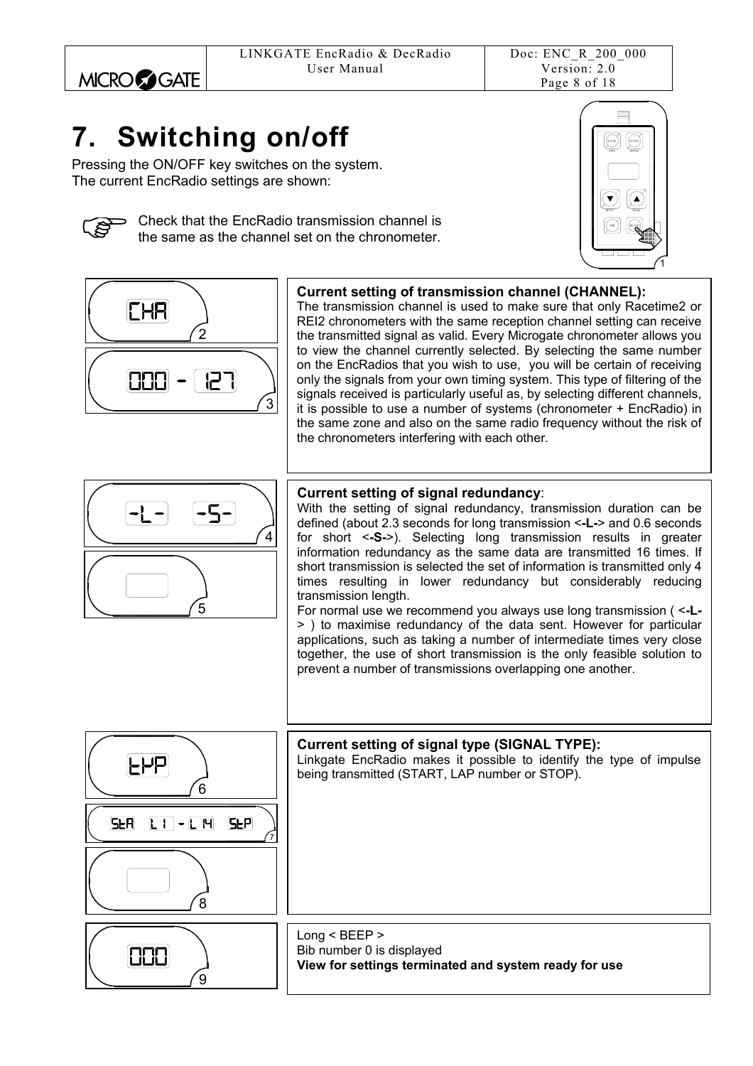# 7. Switching on/off

Pressing the ON/OFF key switches on the system.
The current EncRadio settings are shown:

Check that the EncRadio transmission channel is the same as the channel set on the chronometer.

CHA

000 - 127

**Current setting of transmission channel (CHANNEL):**
The transmission channel is used to make sure that only Racetime2 or REI2 chronometers with the same reception channel setting can receive the transmitted signal as valid. Every Microgate chronometer allows you to view the channel currently selected. By selecting the same number on the EncRadios that you wish to use, you will be certain of receiving only the signals from your own timing system. This type of filtering of the signals received is particularly useful as, by selecting different channels, it is possible to use a number of systems (chronometer + EncRadio) in the same zone and also on the same radio frequency without the risk of the chronometers interfering with each other.

-L- -S-

**Current setting of signal redundancy**:
With the setting of signal redundancy, transmission duration can be defined (about 2.3 seconds for long transmission <**-L-**> and 0.6 seconds for short <**-S-**>). Selecting long transmission results in greater information redundancy as the same data are transmitted 16 times. If short transmission is selected the set of information is transmitted only 4 times resulting in lower redundancy but considerably reducing transmission length.
For normal use we recommend you always use long transmission ( <**-L-**> ) to maximise redundancy of the data sent. However for particular applications, such as taking a number of intermediate times very close together, the use of short transmission is the only feasible solution to prevent a number of transmissions overlapping one another.

tYP

StA L1 - L14 StP

**Current setting of signal type (SIGNAL TYPE):**
Linkgate EncRadio makes it possible to identify the type of impulse being transmitted (START, LAP number or STOP).

000

Long < BEEP >
Bib number 0 is displayed
**View for settings terminated and system ready for use**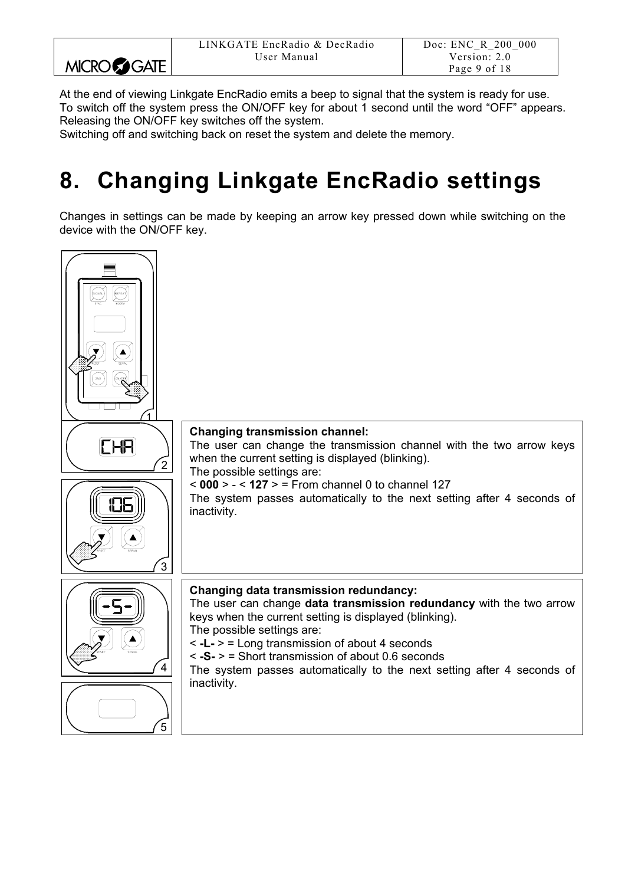At the end of viewing Linkgate EncRadio emits a beep to signal that the system is ready for use.
To switch off the system press the ON/OFF key for about 1 second until the word “OFF” appears. Releasing the ON/OFF key switches off the system.
Switching off and switching back on reset the system and delete the memory.

# 8. Changing Linkgate EncRadio settings

Changes in settings can be made by keeping an arrow key pressed down while switching on the device with the ON/OFF key.

**Changing transmission channel:**
The user can change the transmission channel with the two arrow keys when the current setting is displayed (blinking).
The possible settings are:
< **000** > - < **127** > = From channel 0 to channel 127
The system passes automatically to the next setting after 4 seconds of inactivity.

**Changing data transmission redundancy:**
The user can change **data transmission redundancy** with the two arrow keys when the current setting is displayed (blinking).
The possible settings are:
< **-L-** > = Long transmission of about 4 seconds
< **-S-** > = Short transmission of about 0.6 seconds
The system passes automatically to the next setting after 4 seconds of inactivity.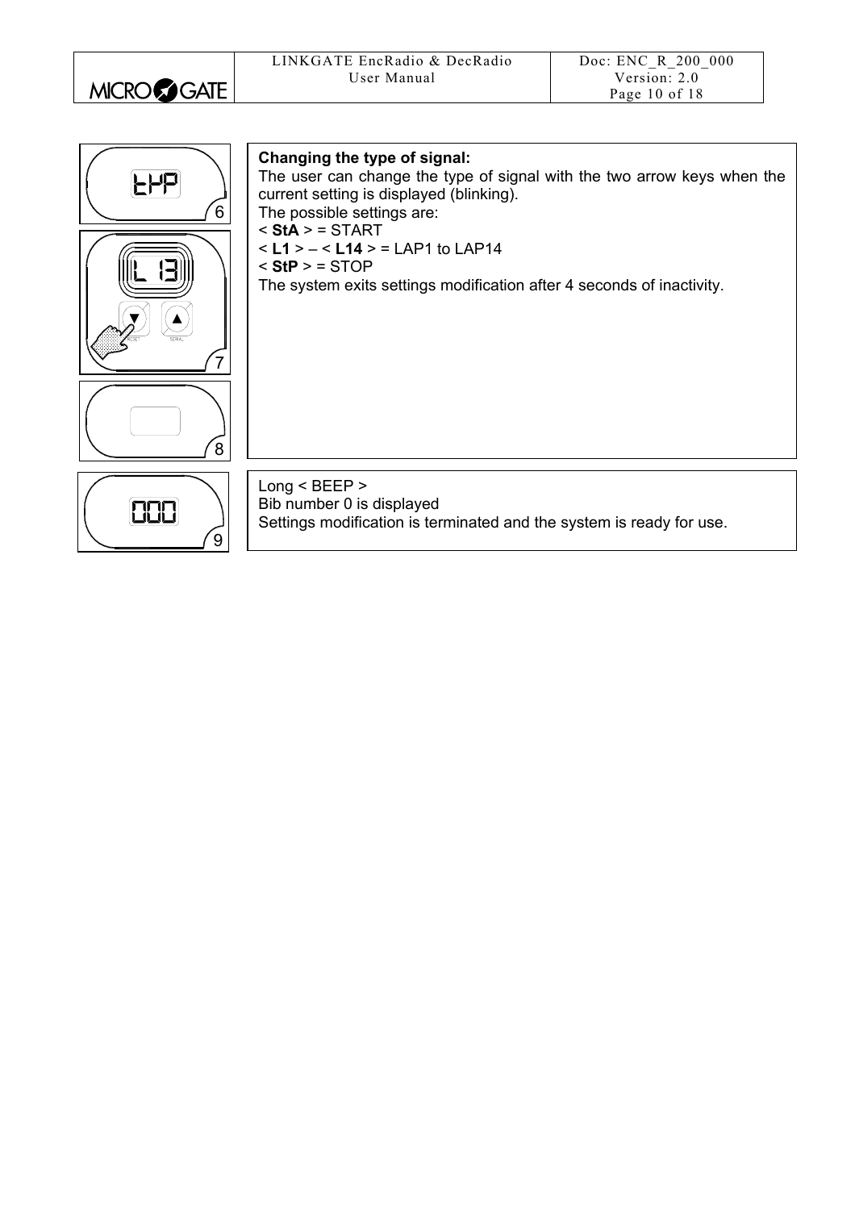**Changing the type of signal:**
The user can change the type of signal with the two arrow keys when the current setting is displayed (blinking).
The possible settings are:
< **StA** > = START
< **L1** > – < **L14** > = LAP1 to LAP14
< **StP** > = STOP
The system exits settings modification after 4 seconds of inactivity.

Long < BEEP >
Bib number 0 is displayed
Settings modification is terminated and the system is ready for use.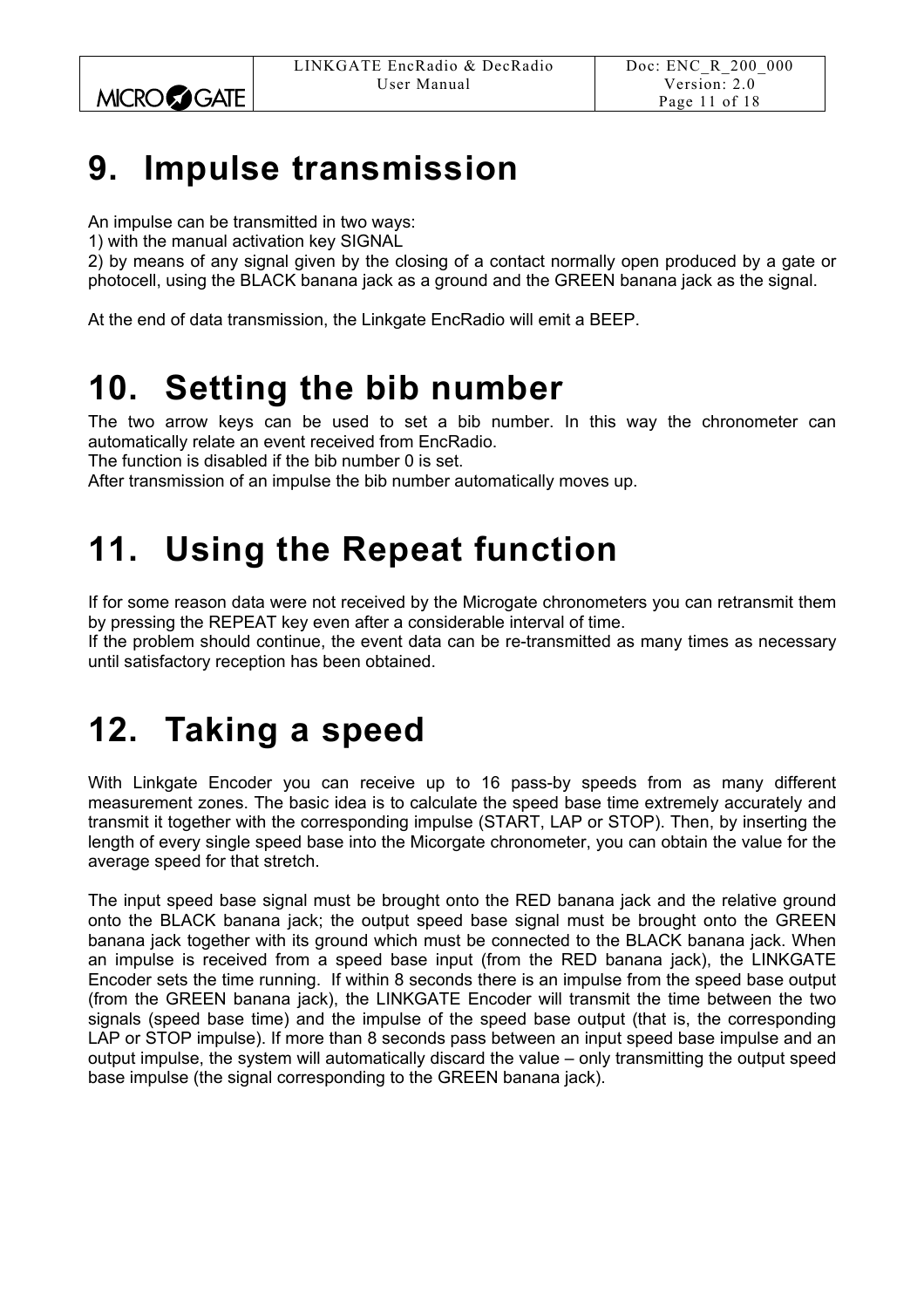# 9. Impulse transmission

An impulse can be transmitted in two ways:
1) with the manual activation key SIGNAL
2) by means of any signal given by the closing of a contact normally open produced by a gate or photocell, using the BLACK banana jack as a ground and the GREEN banana jack as the signal.

At the end of data transmission, the Linkgate EncRadio will emit a BEEP.

# 10. Setting the bib number

The two arrow keys can be used to set a bib number. In this way the chronometer can automatically relate an event received from EncRadio.
The function is disabled if the bib number 0 is set.
After transmission of an impulse the bib number automatically moves up.

# 11. Using the Repeat function

If for some reason data were not received by the Microgate chronometers you can retransmit them by pressing the REPEAT key even after a considerable interval of time.
If the problem should continue, the event data can be re-transmitted as many times as necessary until satisfactory reception has been obtained.

# 12. Taking a speed

With Linkgate Encoder you can receive up to 16 pass-by speeds from as many different measurement zones. The basic idea is to calculate the speed base time extremely accurately and transmit it together with the corresponding impulse (START, LAP or STOP). Then, by inserting the length of every single speed base into the Micorgate chronometer, you can obtain the value for the average speed for that stretch.

The input speed base signal must be brought onto the RED banana jack and the relative ground onto the BLACK banana jack; the output speed base signal must be brought onto the GREEN banana jack together with its ground which must be connected to the BLACK banana jack. When an impulse is received from a speed base input (from the RED banana jack), the LINKGATE Encoder sets the time running. If within 8 seconds there is an impulse from the speed base output (from the GREEN banana jack), the LINKGATE Encoder will transmit the time between the two signals (speed base time) and the impulse of the speed base output (that is, the corresponding LAP or STOP impulse). If more than 8 seconds pass between an input speed base impulse and an output impulse, the system will automatically discard the value – only transmitting the output speed base impulse (the signal corresponding to the GREEN banana jack).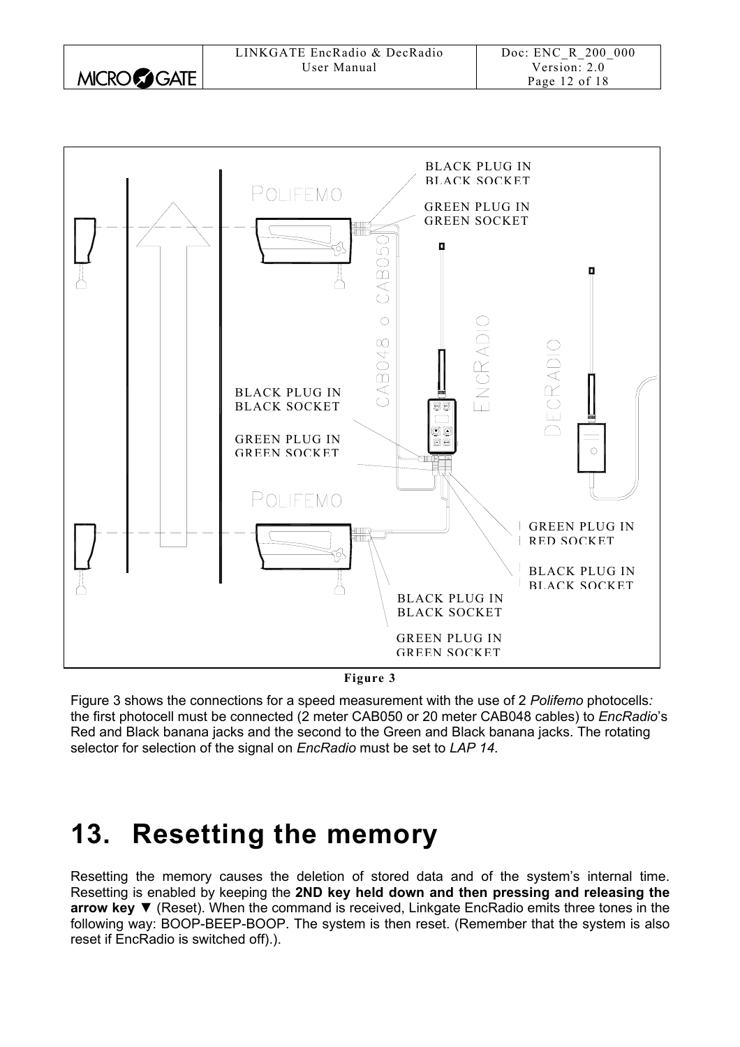**Figure 3**

Figure 3 shows the connections for a speed measurement with the use of 2 *Polifemo* photocells*:* the first photocell must be connected (2 meter CAB050 or 20 meter CAB048 cables) to *EncRadio*'s Red and Black banana jacks and the second to the Green and Black banana jacks. The rotating selector for selection of the signal on *EncRadio* must be set to *LAP 14*.

# 13. Resetting the memory

Resetting the memory causes the deletion of stored data and of the system's internal time. Resetting is enabled by keeping the **2ND key held down and then pressing and releasing the arrow key ▼** (Reset). When the command is received, Linkgate EncRadio emits three tones in the following way: BOOP-BEEP-BOOP. The system is then reset. (Remember that the system is also reset if EncRadio is switched off).).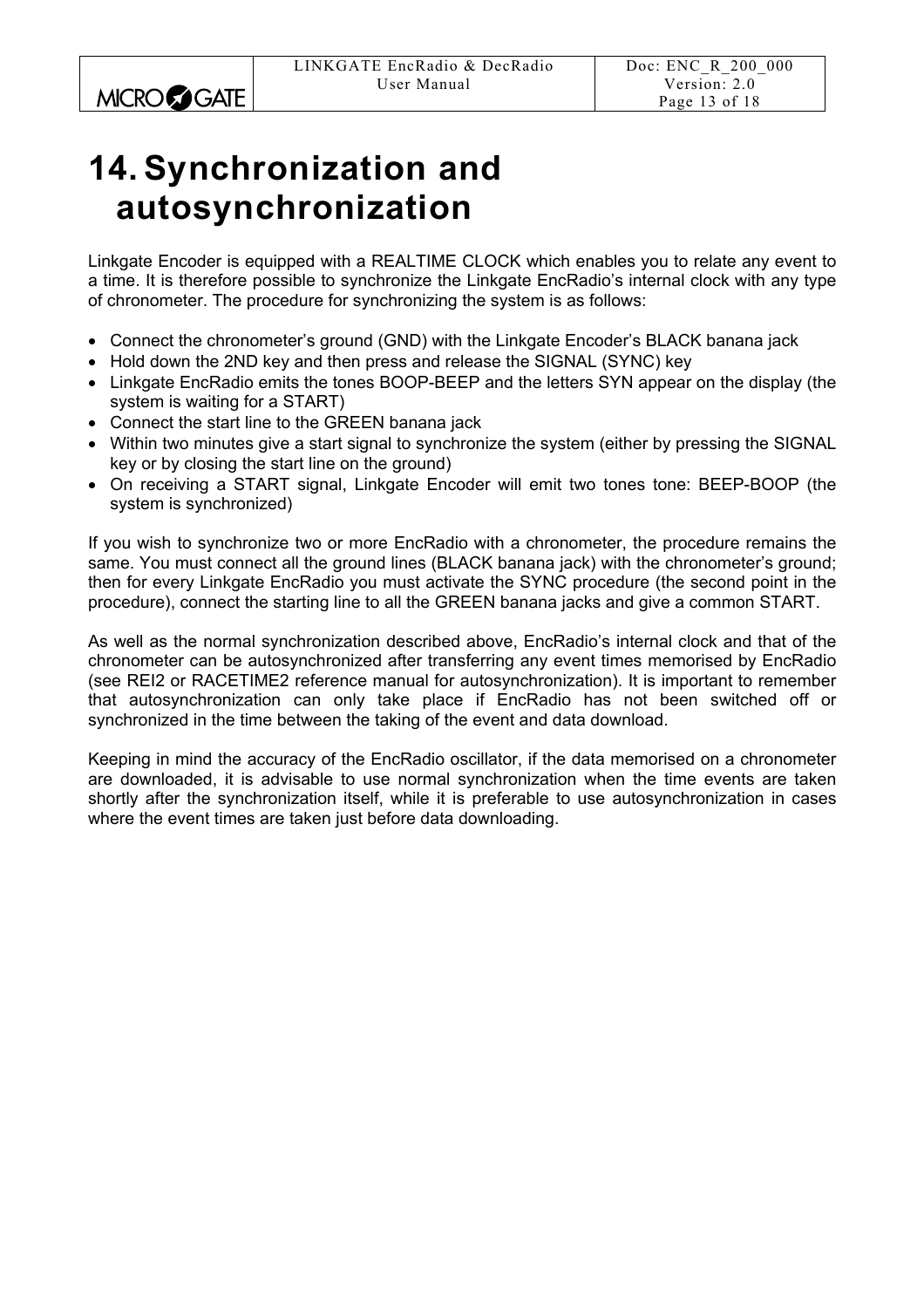# 14. Synchronization and autosynchronization

Linkgate Encoder is equipped with a REALTIME CLOCK which enables you to relate any event to a time. It is therefore possible to synchronize the Linkgate EncRadio's internal clock with any type of chronometer. The procedure for synchronizing the system is as follows:

- Connect the chronometer's ground (GND) with the Linkgate Encoder's BLACK banana jack
- Hold down the 2ND key and then press and release the SIGNAL (SYNC) key
- Linkgate EncRadio emits the tones BOOP-BEEP and the letters SYN appear on the display (the system is waiting for a START)
- Connect the start line to the GREEN banana jack
- Within two minutes give a start signal to synchronize the system (either by pressing the SIGNAL key or by closing the start line on the ground)
- On receiving a START signal, Linkgate Encoder will emit two tones tone: BEEP-BOOP (the system is synchronized)

If you wish to synchronize two or more EncRadio with a chronometer, the procedure remains the same. You must connect all the ground lines (BLACK banana jack) with the chronometer's ground; then for every Linkgate EncRadio you must activate the SYNC procedure (the second point in the procedure), connect the starting line to all the GREEN banana jacks and give a common START.

As well as the normal synchronization described above, EncRadio's internal clock and that of the chronometer can be autosynchronized after transferring any event times memorised by EncRadio (see REI2 or RACETIME2 reference manual for autosynchronization). It is important to remember that autosynchronization can only take place if EncRadio has not been switched off or synchronized in the time between the taking of the event and data download.

Keeping in mind the accuracy of the EncRadio oscillator, if the data memorised on a chronometer are downloaded, it is advisable to use normal synchronization when the time events are taken shortly after the synchronization itself, while it is preferable to use autosynchronization in cases where the event times are taken just before data downloading.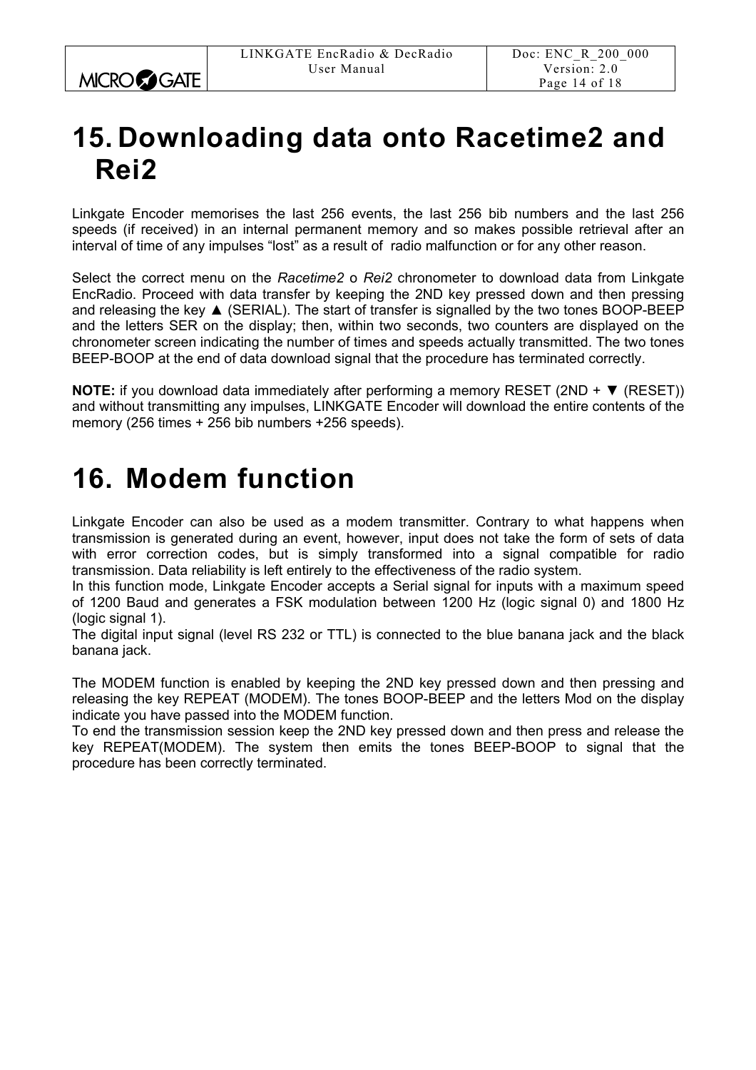# 15. Downloading data onto Racetime2 and Rei2

Linkgate Encoder memorises the last 256 events, the last 256 bib numbers and the last 256 speeds (if received) in an internal permanent memory and so makes possible retrieval after an interval of time of any impulses “lost” as a result of radio malfunction or for any other reason.

Select the correct menu on the *Racetime2* o *Rei2* chronometer to download data from Linkgate EncRadio. Proceed with data transfer by keeping the 2ND key pressed down and then pressing and releasing the key ▲ (SERIAL). The start of transfer is signalled by the two tones BOOP-BEEP and the letters SER on the display; then, within two seconds, two counters are displayed on the chronometer screen indicating the number of times and speeds actually transmitted. The two tones BEEP-BOOP at the end of data download signal that the procedure has terminated correctly.

**NOTE:** if you download data immediately after performing a memory RESET (2ND + ▼ (RESET)) and without transmitting any impulses, LINKGATE Encoder will download the entire contents of the memory (256 times + 256 bib numbers +256 speeds).

# 16. Modem function

Linkgate Encoder can also be used as a modem transmitter. Contrary to what happens when transmission is generated during an event, however, input does not take the form of sets of data with error correction codes, but is simply transformed into a signal compatible for radio transmission. Data reliability is left entirely to the effectiveness of the radio system.
In this function mode, Linkgate Encoder accepts a Serial signal for inputs with a maximum speed of 1200 Baud and generates a FSK modulation between 1200 Hz (logic signal 0) and 1800 Hz (logic signal 1).
The digital input signal (level RS 232 or TTL) is connected to the blue banana jack and the black banana jack.

The MODEM function is enabled by keeping the 2ND key pressed down and then pressing and releasing the key REPEAT (MODEM). The tones BOOP-BEEP and the letters Mod on the display indicate you have passed into the MODEM function.
To end the transmission session keep the 2ND key pressed down and then press and release the key REPEAT(MODEM). The system then emits the tones BEEP-BOOP to signal that the procedure has been correctly terminated.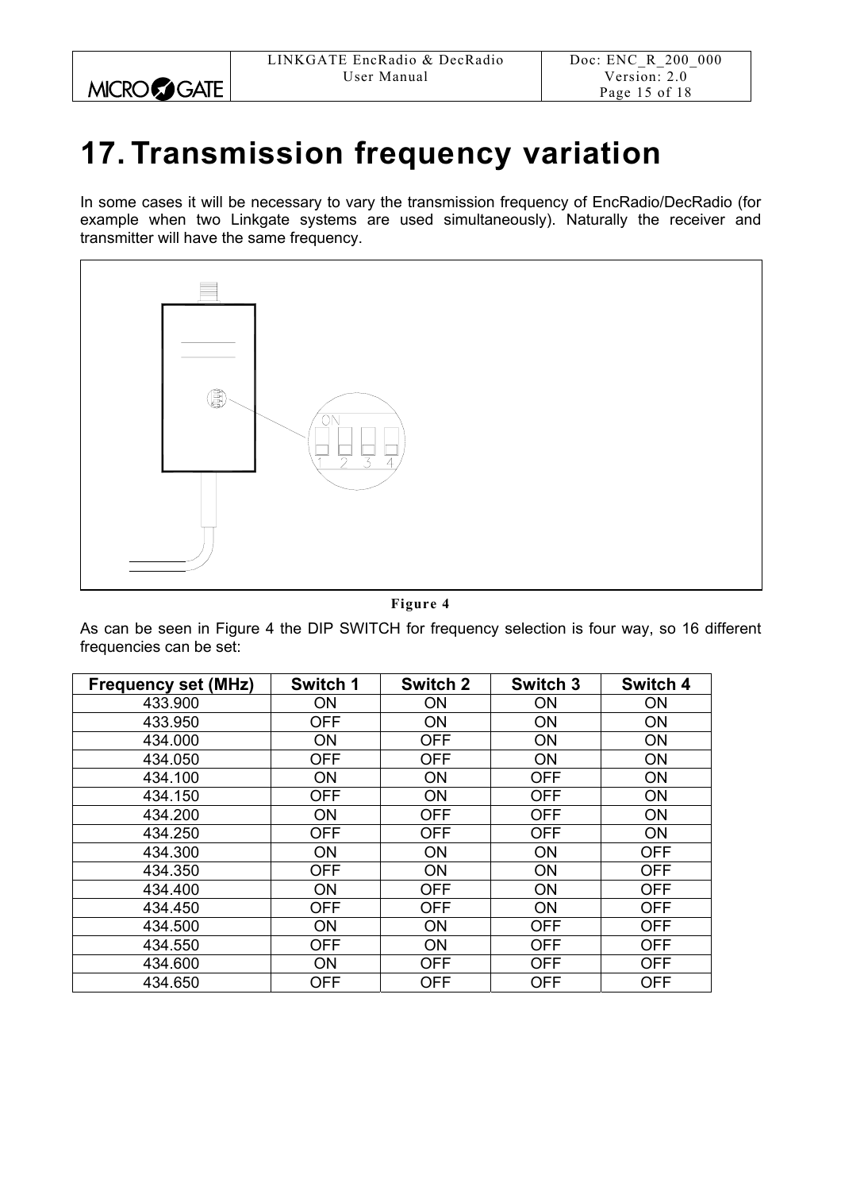# 17. Transmission frequency variation

In some cases it will be necessary to vary the transmission frequency of EncRadio/DecRadio (for example when two Linkgate systems are used simultaneously). Naturally the receiver and transmitter will have the same frequency.

Figure 4

As can be seen in Figure 4 the DIP SWITCH for frequency selection is four way, so 16 different frequencies can be set:

| Frequency set (MHz) | Switch 1 | Switch 2 | Switch 3 | Switch 4 |
|---|---|---|---|---|
| 433.900 | ON | ON | ON | ON |
| 433.950 | OFF | ON | ON | ON |
| 434.000 | ON | OFF | ON | ON |
| 434.050 | OFF | OFF | ON | ON |
| 434.100 | ON | ON | OFF | ON |
| 434.150 | OFF | ON | OFF | ON |
| 434.200 | ON | OFF | OFF | ON |
| 434.250 | OFF | OFF | OFF | ON |
| 434.300 | ON | ON | ON | OFF |
| 434.350 | OFF | ON | ON | OFF |
| 434.400 | ON | OFF | ON | OFF |
| 434.450 | OFF | OFF | ON | OFF |
| 434.500 | ON | ON | OFF | OFF |
| 434.550 | OFF | ON | OFF | OFF |
| 434.600 | ON | OFF | OFF | OFF |
| 434.650 | OFF | OFF | OFF | OFF |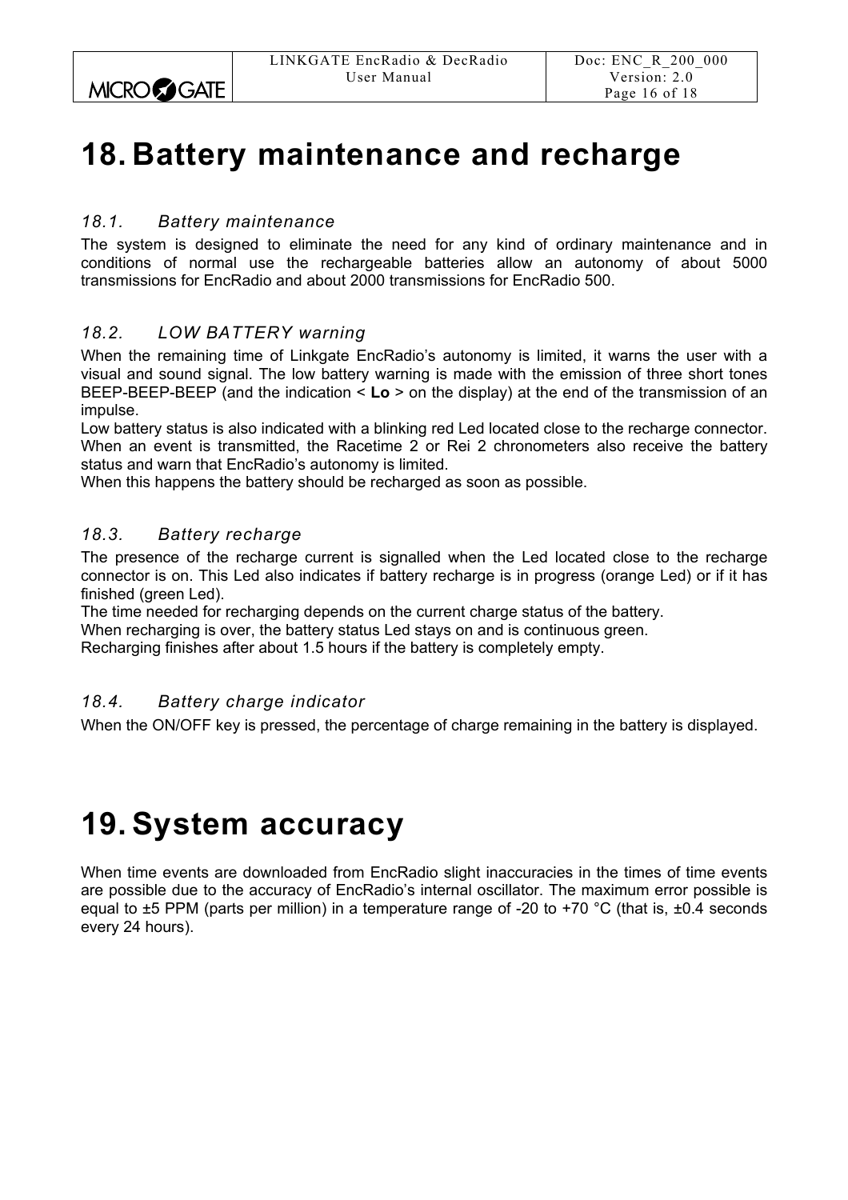# 18. Battery maintenance and recharge

## *18.1. Battery maintenance*

The system is designed to eliminate the need for any kind of ordinary maintenance and in conditions of normal use the rechargeable batteries allow an autonomy of about 5000 transmissions for EncRadio and about 2000 transmissions for EncRadio 500.

## *18.2. LOW BATTERY warning*

When the remaining time of Linkgate EncRadio's autonomy is limited, it warns the user with a visual and sound signal. The low battery warning is made with the emission of three short tones BEEP-BEEP-BEEP (and the indication < **Lo** > on the display) at the end of the transmission of an impulse.
Low battery status is also indicated with a blinking red Led located close to the recharge connector.
When an event is transmitted, the Racetime 2 or Rei 2 chronometers also receive the battery status and warn that EncRadio's autonomy is limited.
When this happens the battery should be recharged as soon as possible.

## *18.3. Battery recharge*

The presence of the recharge current is signalled when the Led located close to the recharge connector is on. This Led also indicates if battery recharge is in progress (orange Led) or if it has finished (green Led).
The time needed for recharging depends on the current charge status of the battery.
When recharging is over, the battery status Led stays on and is continuous green.
Recharging finishes after about 1.5 hours if the battery is completely empty.

## *18.4. Battery charge indicator*

When the ON/OFF key is pressed, the percentage of charge remaining in the battery is displayed.

# 19. System accuracy

When time events are downloaded from EncRadio slight inaccuracies in the times of time events are possible due to the accuracy of EncRadio's internal oscillator. The maximum error possible is equal to ±5 PPM (parts per million) in a temperature range of -20 to +70 °C (that is, ±0.4 seconds every 24 hours).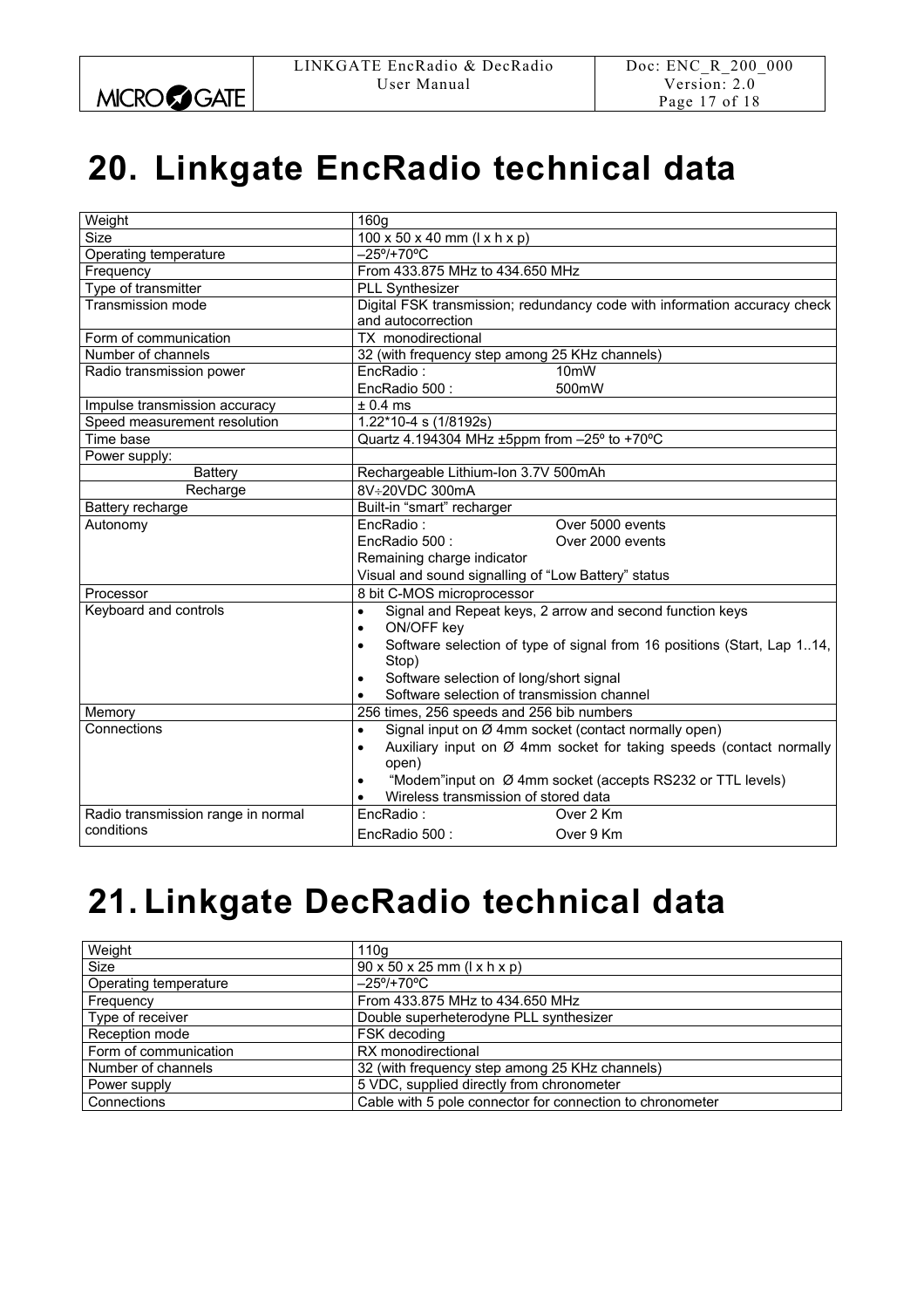# 20. Linkgate EncRadio technical data

| | |
|---|---|
| Weight | 160g |
| Size | 100 x 50 x 40 mm (l x h x p) |
| Operating temperature | –25º/+70ºC |
| Frequency | From 433.875 MHz to 434.650 MHz |
| Type of transmitter | PLL Synthesizer |
| Transmission mode | Digital FSK transmission; redundancy code with information accuracy check and autocorrection |
| Form of communication | TX monodirectional |
| Number of channels | 32 (with frequency step among 25 KHz channels) |
| Radio transmission power | EncRadio : 10mW<br>EncRadio 500 : 500mW |
| Impulse transmission accuracy | ± 0.4 ms |
| Speed measurement resolution | 1.22*10-4 s (1/8192s) |
| Time base | Quartz 4.194304 MHz ±5ppm from –25º to +70ºC |
| Power supply: | |
| Battery | Rechargeable Lithium-Ion 3.7V 500mAh |
| Recharge | 8V÷20VDC 300mA |
| Battery recharge | Built-in "smart" recharger |
| Autonomy | EncRadio : Over 5000 events<br>EncRadio 500 : Over 2000 events<br>Remaining charge indicator<br>Visual and sound signalling of "Low Battery" status |
| Processor | 8 bit C-MOS microprocessor |
| Keyboard and controls | • Signal and Repeat keys, 2 arrow and second function keys<br>• ON/OFF key<br>• Software selection of type of signal from 16 positions (Start, Lap 1..14, Stop)<br>• Software selection of long/short signal<br>• Software selection of transmission channel |
| Memory | 256 times, 256 speeds and 256 bib numbers |
| Connections | • Signal input on Ø 4mm socket (contact normally open)<br>• Auxiliary input on Ø 4mm socket for taking speeds (contact normally open)<br>• "Modem"input on Ø 4mm socket (accepts RS232 or TTL levels)<br>• Wireless transmission of stored data |
| Radio transmission range in normal conditions | EncRadio : Over 2 Km<br>EncRadio 500 : Over 9 Km |

# 21. Linkgate DecRadio technical data

| | |
|---|---|
| Weight | 110g |
| Size | 90 x 50 x 25 mm (l x h x p) |
| Operating temperature | –25º/+70ºC |
| Frequency | From 433.875 MHz to 434.650 MHz |
| Type of receiver | Double superheterodyne PLL synthesizer |
| Reception mode | FSK decoding |
| Form of communication | RX monodirectional |
| Number of channels | 32 (with frequency step among 25 KHz channels) |
| Power supply | 5 VDC, supplied directly from chronometer |
| Connections | Cable with 5 pole connector for connection to chronometer |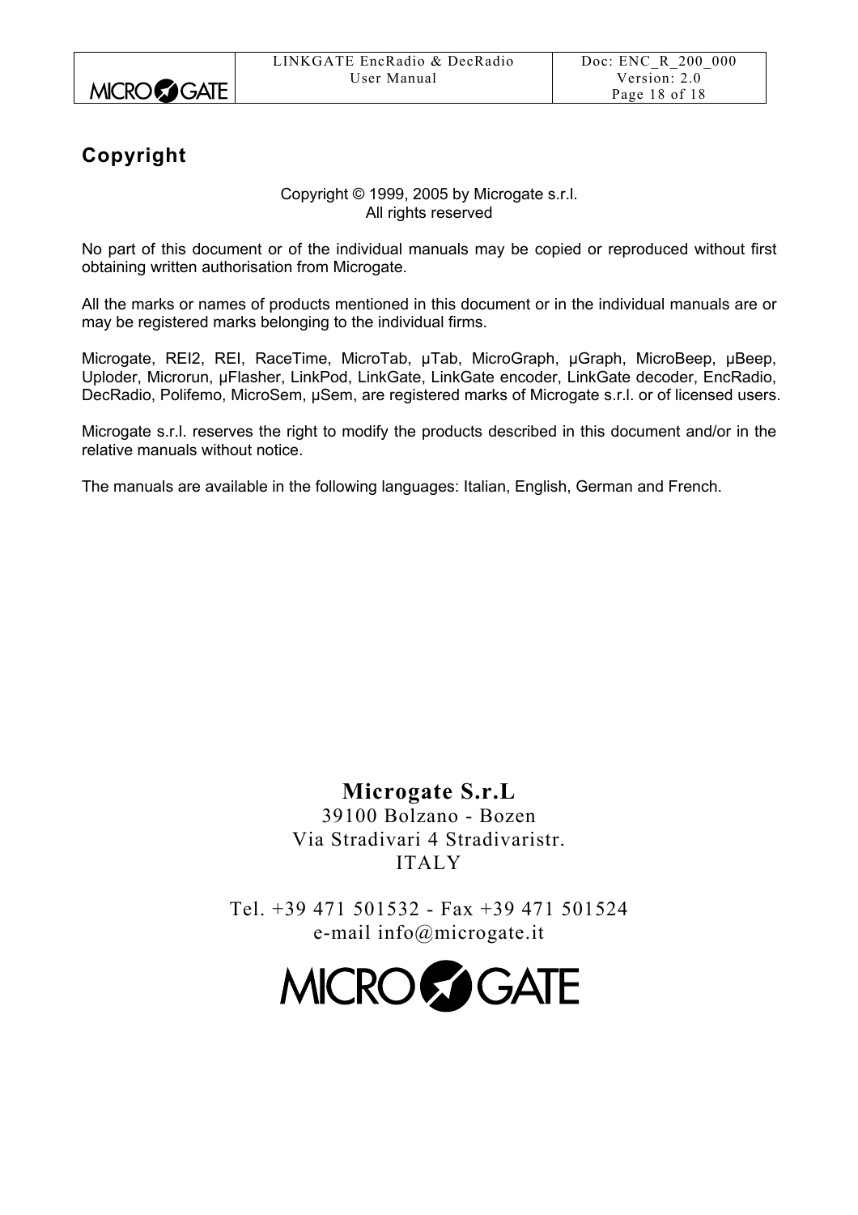# Copyright

Copyright © 1999, 2005 by Microgate s.r.l.
All rights reserved

No part of this document or of the individual manuals may be copied or reproduced without first obtaining written authorisation from Microgate.

All the marks or names of products mentioned in this document or in the individual manuals are or may be registered marks belonging to the individual firms.

Microgate, REI2, REI, RaceTime, MicroTab, µTab, MicroGraph, µGraph, MicroBeep, µBeep, Uploder, Microrun, µFlasher, LinkPod, LinkGate, LinkGate encoder, LinkGate decoder, EncRadio, DecRadio, Polifemo, MicroSem, µSem, are registered marks of Microgate s.r.l. or of licensed users.

Microgate s.r.l. reserves the right to modify the products described in this document and/or in the relative manuals without notice.

The manuals are available in the following languages: Italian, English, German and French.

**Microgate S.r.L**
39100 Bolzano - Bozen
Via Stradivari 4 Stradivaristr.
ITALY

Tel. +39 471 501532 - Fax +39 471 501524
e-mail info@microgate.it